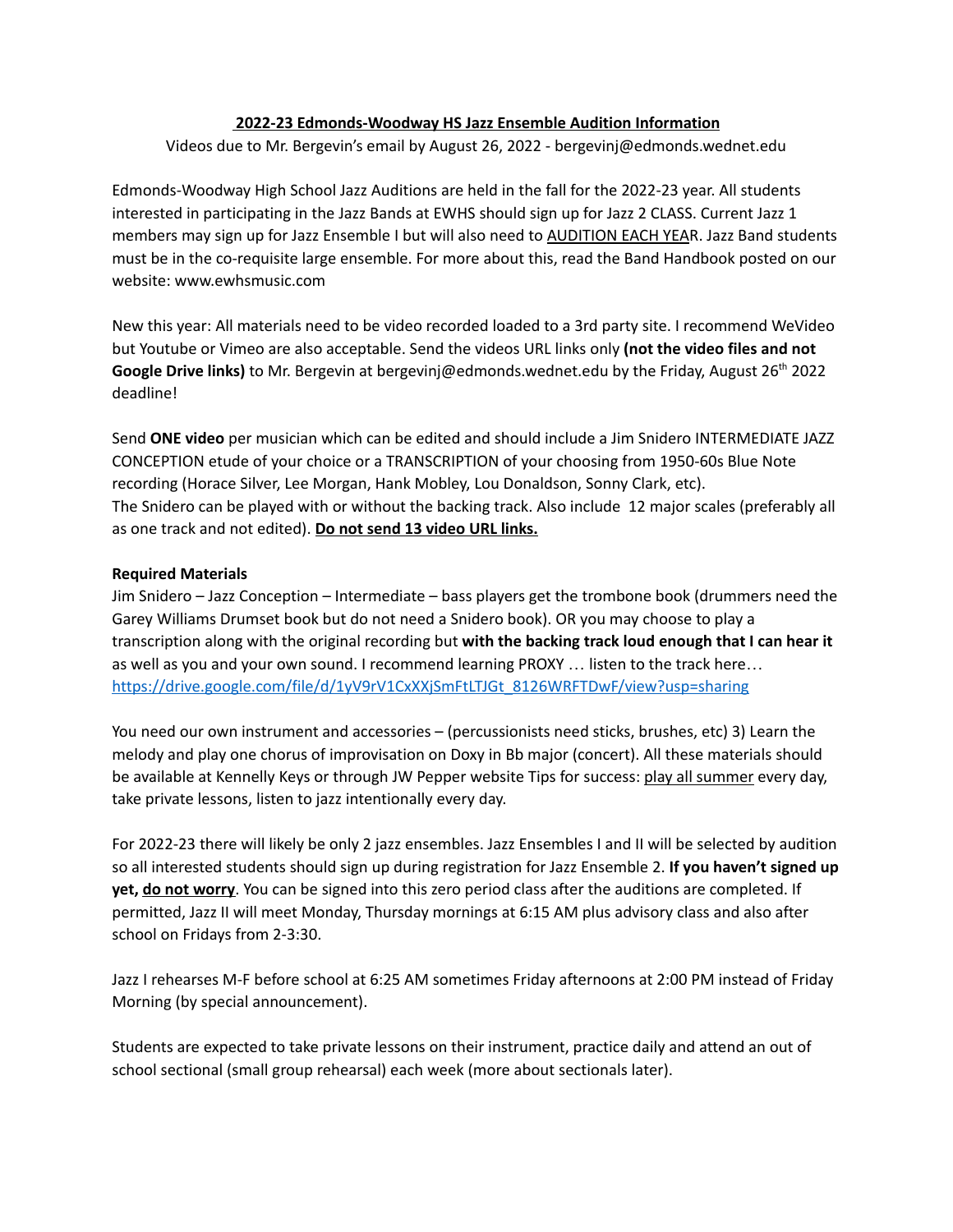## 2022-23 Edmonds-Woodway HS Jazz Ensemble Audition Information

Videos due to Mr. Bergevin's email by August 26, 2022 - bergevinj@edmonds.wednet.edu

Edmonds-Woodway High School Jazz Auditions are held in the fall for the 2022-23 year. All students interested in participating in the Jazz Bands at EWHS should sign up for Jazz 2 CLASS. Current Jazz 1 members may sign up for Jazz Ensemble I but will also need to AUDITION EACH YEAR. Jazz Band students must be in the co-requisite large ensemble. For more about this, read the Band Handbook posted on our website: www.ewhsmusic.com

New this year: All materials need to be video recorded loaded to a 3rd party site. I recommend WeVideo but Youtube or Vimeo are also acceptable. Send the videos URL links only **(not the video files and not Google Drive links)** to Mr. Bergevin at bergevinj@edmonds.wednet.edu by the Friday, August 26th 2022 deadline!

Send **ONE video** per musician which can be edited and should include a Jim Snidero INTERMEDIATE JAZZ CONCEPTION etude of your choice or a TRANSCRIPTION of your choosing from 1950-60s Blue Note recording (Horace Silver, Lee Morgan, Hank Mobley, Lou Donaldson, Sonny Clark, etc).
The Snidero can be played with or without the backing track. Also include 12 major scales (preferably all as one track and not edited). **Do not send 13 video URL links.**

**Required Materials**
Jim Snidero – Jazz Conception – Intermediate – bass players get the trombone book (drummers need the Garey Williams Drumset book but do not need a Snidero book). OR you may choose to play a transcription along with the original recording but **with the backing track loud enough that I can hear it** as well as you and your own sound. I recommend learning PROXY … listen to the track here…
https://drive.google.com/file/d/1yV9rV1CxXXjSmFtLTJGt_8126WRFTDwF/view?usp=sharing

You need our own instrument and accessories – (percussionists need sticks, brushes, etc) 3) Learn the melody and play one chorus of improvisation on Doxy in Bb major (concert). All these materials should be available at Kennelly Keys or through JW Pepper website Tips for success: play all summer every day, take private lessons, listen to jazz intentionally every day.

For 2022-23 there will likely be only 2 jazz ensembles. Jazz Ensembles I and II will be selected by audition so all interested students should sign up during registration for Jazz Ensemble 2. **If you haven't signed up yet, do not worry**. You can be signed into this zero period class after the auditions are completed. If permitted, Jazz II will meet Monday, Thursday mornings at 6:15 AM plus advisory class and also after school on Fridays from 2-3:30.

Jazz I rehearses M-F before school at 6:25 AM sometimes Friday afternoons at 2:00 PM instead of Friday Morning (by special announcement).

Students are expected to take private lessons on their instrument, practice daily and attend an out of school sectional (small group rehearsal) each week (more about sectionals later).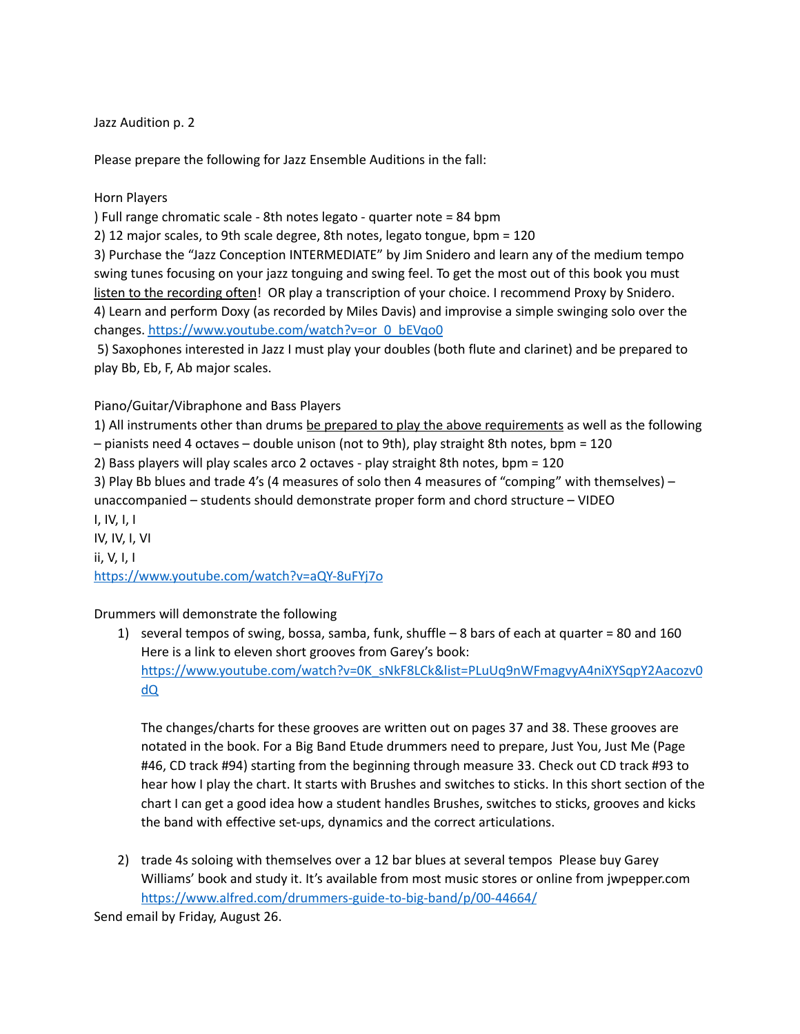Jazz Audition p. 2

Please prepare the following for Jazz Ensemble Auditions in the fall:

Horn Players

) Full range chromatic scale - 8th notes legato - quarter note = 84 bpm

2) 12 major scales, to 9th scale degree, 8th notes, legato tongue, bpm = 120

3) Purchase the "Jazz Conception INTERMEDIATE" by Jim Snidero and learn any of the medium tempo swing tunes focusing on your jazz tonguing and swing feel. To get the most out of this book you must <u>listen to the recording often</u>! OR play a transcription of your choice. I recommend Proxy by Snidero.

4) Learn and perform Doxy (as recorded by Miles Davis) and improvise a simple swinging solo over the changes. https://www.youtube.com/watch?v=or_0_bEVqo0

5) Saxophones interested in Jazz I must play your doubles (both flute and clarinet) and be prepared to play Bb, Eb, F, Ab major scales.

Piano/Guitar/Vibraphone and Bass Players

1) All instruments other than drums <u>be prepared to play the above requirements</u> as well as the following – pianists need 4 octaves – double unison (not to 9th), play straight 8th notes, bpm = 120

2) Bass players will play scales arco 2 octaves - play straight 8th notes, bpm = 120

3) Play Bb blues and trade 4's (4 measures of solo then 4 measures of "comping" with themselves) – unaccompanied – students should demonstrate proper form and chord structure – VIDEO

I, IV, I, I

IV, IV, I, VI

ii, V, I, I

https://www.youtube.com/watch?v=aQY-8uFYj7o

Drummers will demonstrate the following

1) several tempos of swing, bossa, samba, funk, shuffle – 8 bars of each at quarter = 80 and 160
   Here is a link to eleven short grooves from Garey's book:
   https://www.youtube.com/watch?v=0K_sNkF8LCk&list=PLuUq9nWFmagvyA4niXYSqpY2Aacozv0dQ

   The changes/charts for these grooves are written out on pages 37 and 38. These grooves are notated in the book. For a Big Band Etude drummers need to prepare, Just You, Just Me (Page #46, CD track #94) starting from the beginning through measure 33. Check out CD track #93 to hear how I play the chart. It starts with Brushes and switches to sticks. In this short section of the chart I can get a good idea how a student handles Brushes, switches to sticks, grooves and kicks the band with effective set-ups, dynamics and the correct articulations.

2) trade 4s soloing with themselves over a 12 bar blues at several tempos Please buy Garey Williams' book and study it. It's available from most music stores or online from jwpepper.com
   https://www.alfred.com/drummers-guide-to-big-band/p/00-44664/

Send email by Friday, August 26.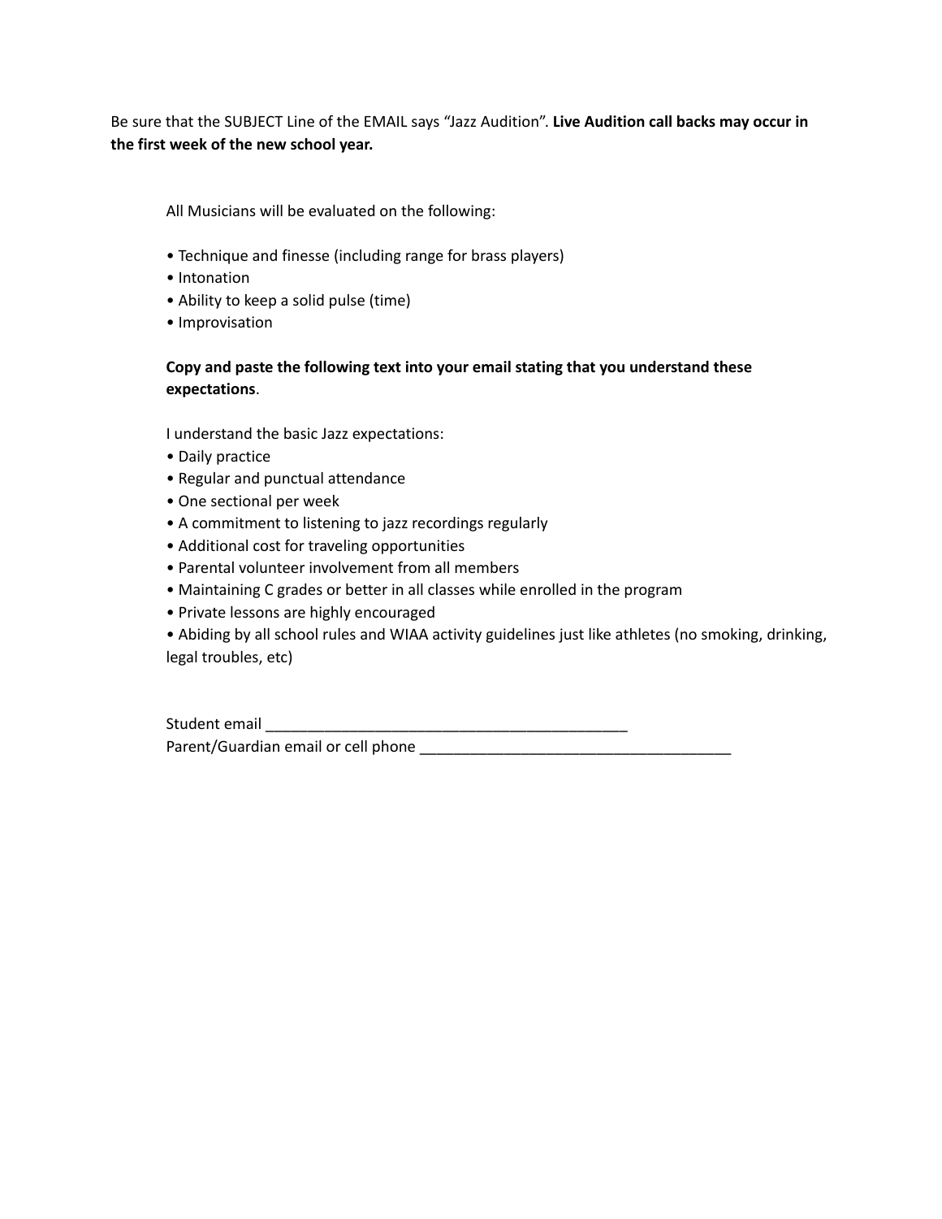Be sure that the SUBJECT Line of the EMAIL says “Jazz Audition”. **Live Audition call backs may occur in the first week of the new school year.**

All Musicians will be evaluated on the following:

- Technique and finesse (including range for brass players)
- Intonation
- Ability to keep a solid pulse (time)
- Improvisation

**Copy and paste the following text into your email stating that you understand these expectations**.

I understand the basic Jazz expectations:

- Daily practice
- Regular and punctual attendance
- One sectional per week
- A commitment to listening to jazz recordings regularly
- Additional cost for traveling opportunities
- Parental volunteer involvement from all members
- Maintaining C grades or better in all classes while enrolled in the program
- Private lessons are highly encouraged
- Abiding by all school rules and WIAA activity guidelines just like athletes (no smoking, drinking, legal troubles, etc)

Student email ___________________________________________

Parent/Guardian email or cell phone _____________________________________